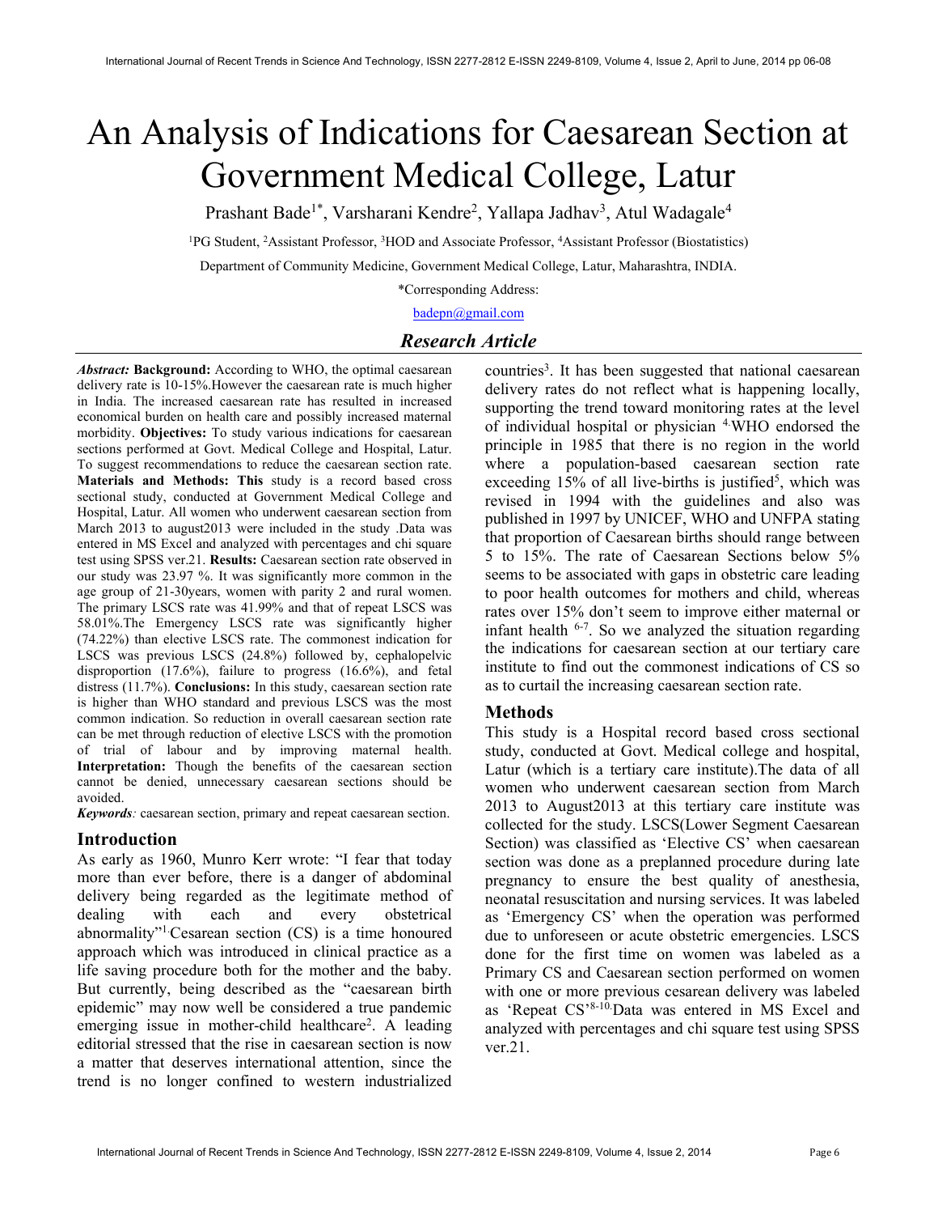# An Analysis of Indications for Caesarean Section at Government Medical College, Latur

Prashant Bade[1*], Varsharani Kendre[2], Yallapa Jadhav[3], Atul Wadagale[4]

[1]PG Student, [2]Assistant Professor, [3]HOD and Associate Professor, [4]Assistant Professor (Biostatistics)

Department of Community Medicine, Government Medical College, Latur, Maharashtra, INDIA.

*Corresponding Address:

badepn@gmail.com

## *Research Article*

***Abstract:*** **Background:** According to WHO, the optimal caesarean delivery rate is 10-15%.However the caesarean rate is much higher in India. The increased caesarean rate has resulted in increased economical burden on health care and possibly increased maternal morbidity. **Objectives:** To study various indications for caesarean sections performed at Govt. Medical College and Hospital, Latur. To suggest recommendations to reduce the caesarean section rate. **Materials and Methods: This** study is a record based cross sectional study, conducted at Government Medical College and Hospital, Latur. All women who underwent caesarean section from March 2013 to august2013 were included in the study .Data was entered in MS Excel and analyzed with percentages and chi square test using SPSS ver.21. **Results:** Caesarean section rate observed in our study was 23.97 %. It was significantly more common in the age group of 21-30years, women with parity 2 and rural women. The primary LSCS rate was 41.99% and that of repeat LSCS was 58.01%.The Emergency LSCS rate was significantly higher (74.22%) than elective LSCS rate. The commonest indication for LSCS was previous LSCS (24.8%) followed by, cephalopelvic disproportion (17.6%), failure to progress (16.6%), and fetal distress (11.7%). **Conclusions:** In this study, caesarean section rate is higher than WHO standard and previous LSCS was the most common indication. So reduction in overall caesarean section rate can be met through reduction of elective LSCS with the promotion of trial of labour and by improving maternal health. **Interpretation:** Though the benefits of the caesarean section cannot be denied, unnecessary caesarean sections should be avoided.

***Keywords****:* caesarean section, primary and repeat caesarean section.

## Introduction

As early as 1960, Munro Kerr wrote: "I fear that today more than ever before, there is a danger of abdominal delivery being regarded as the legitimate method of dealing with each and every obstetrical abnormality"[1].Cesarean section (CS) is a time honoured approach which was introduced in clinical practice as a life saving procedure both for the mother and the baby. But currently, being described as the "caesarean birth epidemic" may now well be considered a true pandemic emerging issue in mother-child healthcare[2]. A leading editorial stressed that the rise in caesarean section is now a matter that deserves international attention, since the trend is no longer confined to western industrialized countries[3]. It has been suggested that national caesarean delivery rates do not reflect what is happening locally, supporting the trend toward monitoring rates at the level of individual hospital or physician [4].WHO endorsed the principle in 1985 that there is no region in the world where a population-based caesarean section rate exceeding 15% of all live-births is justified[5], which was revised in 1994 with the guidelines and also was published in 1997 by UNICEF, WHO and UNFPA stating that proportion of Caesarean births should range between 5 to 15%. The rate of Caesarean Sections below 5% seems to be associated with gaps in obstetric care leading to poor health outcomes for mothers and child, whereas rates over 15% don't seem to improve either maternal or infant health [6-7]. So we analyzed the situation regarding the indications for caesarean section at our tertiary care institute to find out the commonest indications of CS so as to curtail the increasing caesarean section rate.

## Methods

This study is a Hospital record based cross sectional study, conducted at Govt. Medical college and hospital, Latur (which is a tertiary care institute).The data of all women who underwent caesarean section from March 2013 to August2013 at this tertiary care institute was collected for the study. LSCS(Lower Segment Caesarean Section) was classified as 'Elective CS' when caesarean section was done as a preplanned procedure during late pregnancy to ensure the best quality of anesthesia, neonatal resuscitation and nursing services. It was labeled as 'Emergency CS' when the operation was performed due to unforeseen or acute obstetric emergencies. LSCS done for the first time on women was labeled as a Primary CS and Caesarean section performed on women with one or more previous cesarean delivery was labeled as 'Repeat CS'[8-10].Data was entered in MS Excel and analyzed with percentages and chi square test using SPSS ver.21.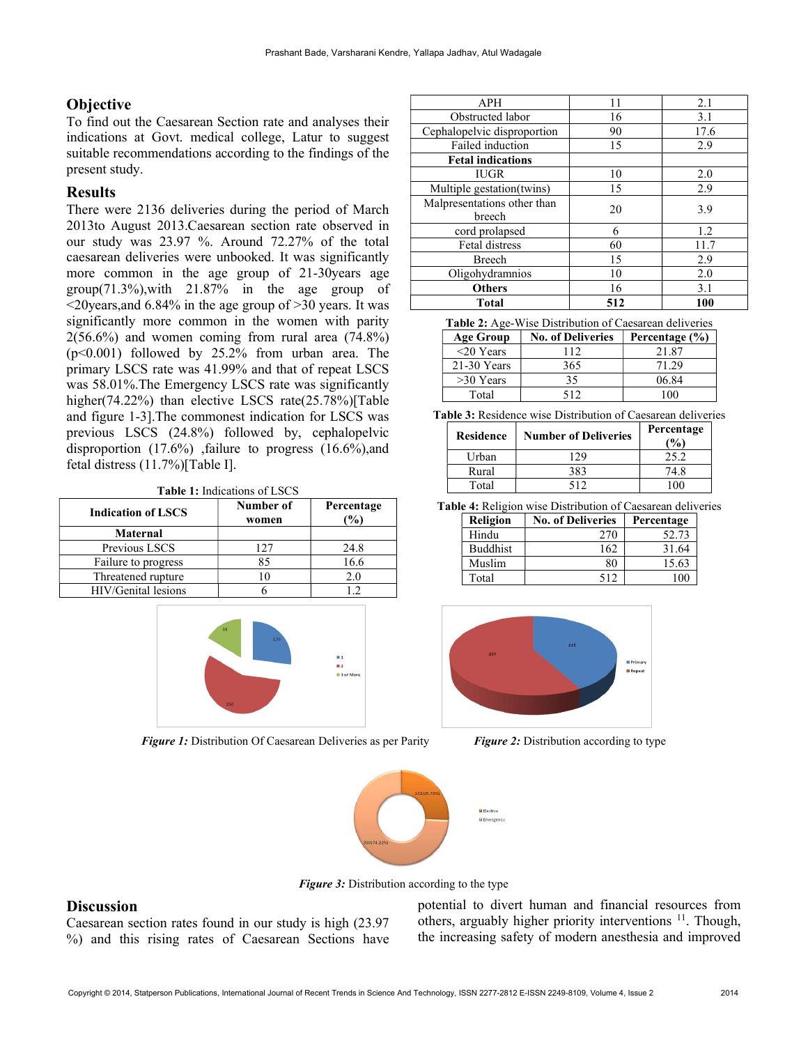## Objective

To find out the Caesarean Section rate and analyses their indications at Govt. medical college, Latur to suggest suitable recommendations according to the findings of the present study.

## Results

There were 2136 deliveries during the period of March 2013to August 2013.Caesarean section rate observed in our study was 23.97 %. Around 72.27% of the total caesarean deliveries were unbooked. It was significantly more common in the age group of 21-30years age group(71.3%),with 21.87% in the age group of <20years,and 6.84% in the age group of >30 years. It was significantly more common in the women with parity 2(56.6%) and women coming from rural area (74.8%) ($p<0.001$) followed by 25.2% from urban area. The primary LSCS rate was 41.99% and that of repeat LSCS was 58.01%.The Emergency LSCS rate was significantly higher(74.22%) than elective LSCS rate(25.78%)[Table and figure 1-3].The commonest indication for LSCS was previous LSCS (24.8%) followed by, cephalopelvic disproportion (17.6%) ,failure to progress (16.6%),and fetal distress (11.7%)[Table I].

**Table 1:** Indications of LSCS

| Indication of LSCS | Number of women | Percentage (%) |
|---|---|---|
| **Maternal** | | |
| Previous LSCS | 127 | 24.8 |
| Failure to progress | 85 | 16.6 |
| Threatened rupture | 10 | 2.0 |
| HIV/Genital lesions | 6 | 1.2 |
| APH | 11 | 2.1 |
| Obstructed labor | 16 | 3.1 |
| Cephalopelvic disproportion | 90 | 17.6 |
| Failed induction | 15 | 2.9 |
| **Fetal indications** | | |
| IUGR | 10 | 2.0 |
| Multiple gestation(twins) | 15 | 2.9 |
| Malpresentations other than breech | 20 | 3.9 |
| cord prolapsed | 6 | 1.2 |
| Fetal distress | 60 | 11.7 |
| Breech | 15 | 2.9 |
| Oligohydramnios | 10 | 2.0 |
| **Others** | 16 | 3.1 |
| **Total** | **512** | **100** |

**Table 2:** Age-Wise Distribution of Caesarean deliveries

| Age Group | No. of Deliveries | Percentage (%) |
|---|---|---|
| <20 Years | 112 | 21.87 |
| 21-30 Years | 365 | 71.29 |
| >30 Years | 35 | 06.84 |
| Total | 512 | 100 |

**Table 3:** Residence wise Distribution of Caesarean deliveries

| Residence | Number of Deliveries | Percentage (%) |
|---|---|---|
| Urban | 129 | 25.2 |
| Rural | 383 | 74.8 |
| Total | 512 | 100 |

**Table 4:** Religion wise Distribution of Caesarean deliveries

| Religion | No. of Deliveries | Percentage |
|---|---|---|
| Hindu | 270 | 52.73 |
| Buddhist | 162 | 31.64 |
| Muslim | 80 | 15.63 |
| Total | 512 | 100 |

***Figure 1:*** Distribution Of Caesarean Deliveries as per Parity

***Figure 2:*** Distribution according to type

***Figure 3:*** Distribution according to the type

## Discussion

Caesarean section rates found in our study is high (23.97 %) and this rising rates of Caesarean Sections have potential to divert human and financial resources from others, arguably higher priority interventions [11]. Though, the increasing safety of modern anesthesia and improved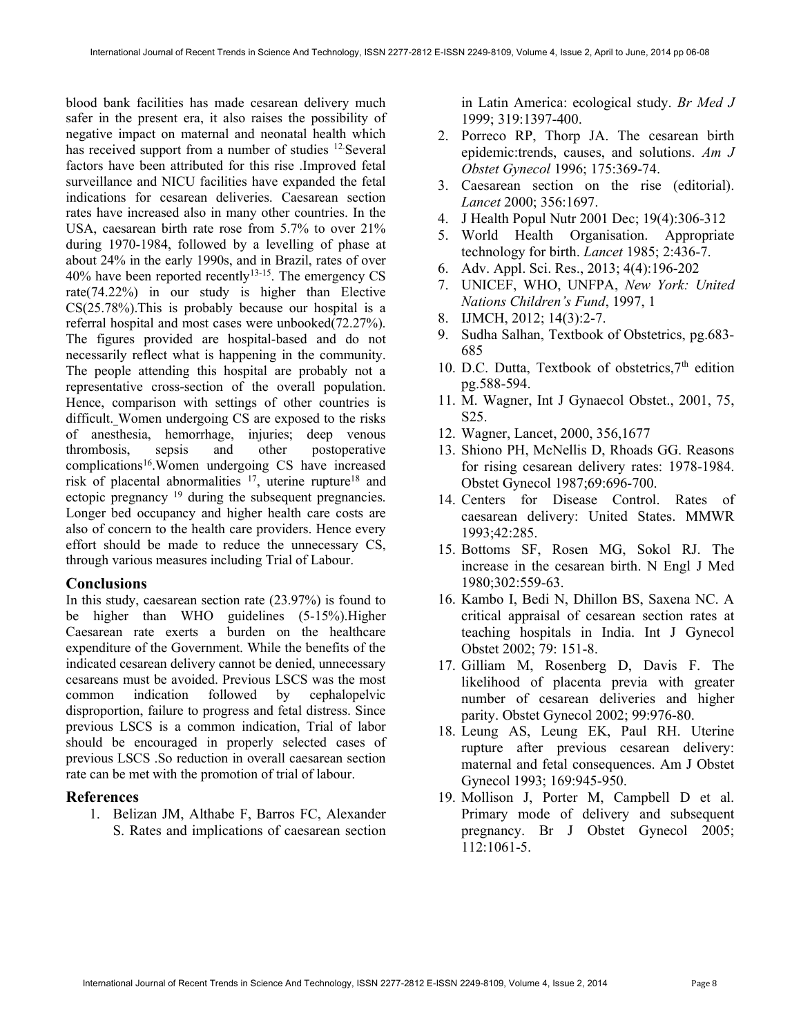blood bank facilities has made cesarean delivery much safer in the present era, it also raises the possibility of negative impact on maternal and neonatal health which has received support from a number of studies [12].Several factors have been attributed for this rise .Improved fetal surveillance and NICU facilities have expanded the fetal indications for cesarean deliveries. Caesarean section rates have increased also in many other countries. In the USA, caesarean birth rate rose from 5.7% to over 21% during 1970-1984, followed by a levelling of phase at about 24% in the early 1990s, and in Brazil, rates of over 40% have been reported recently[13-15]. The emergency CS rate(74.22%) in our study is higher than Elective CS(25.78%).This is probably because our hospital is a referral hospital and most cases were unbooked(72.27%). The figures provided are hospital-based and do not necessarily reflect what is happening in the community. The people attending this hospital are probably not a representative cross-section of the overall population. Hence, comparison with settings of other countries is difficult. Women undergoing CS are exposed to the risks of anesthesia, hemorrhage, injuries; deep venous thrombosis, sepsis and other postoperative complications[16].Women undergoing CS have increased risk of placental abnormalities [17], uterine rupture[18] and ectopic pregnancy [19] during the subsequent pregnancies. Longer bed occupancy and higher health care costs are also of concern to the health care providers. Hence every effort should be made to reduce the unnecessary CS, through various measures including Trial of Labour.

## Conclusions

In this study, caesarean section rate (23.97%) is found to be higher than WHO guidelines (5-15%).Higher Caesarean rate exerts a burden on the healthcare expenditure of the Government. While the benefits of the indicated cesarean delivery cannot be denied, unnecessary cesareans must be avoided. Previous LSCS was the most common indication followed by cephalopelvic disproportion, failure to progress and fetal distress. Since previous LSCS is a common indication, Trial of labor should be encouraged in properly selected cases of previous LSCS .So reduction in overall caesarean section rate can be met with the promotion of trial of labour.

## References

1. Belizan JM, Althabe F, Barros FC, Alexander S. Rates and implications of caesarean section in Latin America: ecological study. *Br Med J* 1999; 319:1397-400.
2. Porreco RP, Thorp JA. The cesarean birth epidemic:trends, causes, and solutions. *Am J Obstet Gynecol* 1996; 175:369-74.
3. Caesarean section on the rise (editorial). *Lancet* 2000; 356:1697.
4. J Health Popul Nutr 2001 Dec; 19(4):306-312
5. World Health Organisation. Appropriate technology for birth. *Lancet* 1985; 2:436-7.
6. Adv. Appl. Sci. Res., 2013; 4(4):196-202
7. UNICEF, WHO, UNFPA, *New York: United Nations Children's Fund*, 1997, 1
8. IJMCH, 2012; 14(3):2-7.
9. Sudha Salhan, Textbook of Obstetrics, pg.683-685
10. D.C. Dutta, Textbook of obstetrics,7th edition pg.588-594.
11. M. Wagner, Int J Gynaecol Obstet., 2001, 75, S25.
12. Wagner, Lancet, 2000, 356,1677
13. Shiono PH, McNellis D, Rhoads GG. Reasons for rising cesarean delivery rates: 1978-1984. Obstet Gynecol 1987;69:696-700.
14. Centers for Disease Control. Rates of caesarean delivery: United States. MMWR 1993;42:285.
15. Bottoms SF, Rosen MG, Sokol RJ. The increase in the cesarean birth. N Engl J Med 1980;302:559-63.
16. Kambo I, Bedi N, Dhillon BS, Saxena NC. A critical appraisal of cesarean section rates at teaching hospitals in India. Int J Gynecol Obstet 2002; 79: 151-8.
17. Gilliam M, Rosenberg D, Davis F. The likelihood of placenta previa with greater number of cesarean deliveries and higher parity. Obstet Gynecol 2002; 99:976-80.
18. Leung AS, Leung EK, Paul RH. Uterine rupture after previous cesarean delivery: maternal and fetal consequences. Am J Obstet Gynecol 1993; 169:945-950.
19. Mollison J, Porter M, Campbell D et al. Primary mode of delivery and subsequent pregnancy. Br J Obstet Gynecol 2005; 112:1061-5.